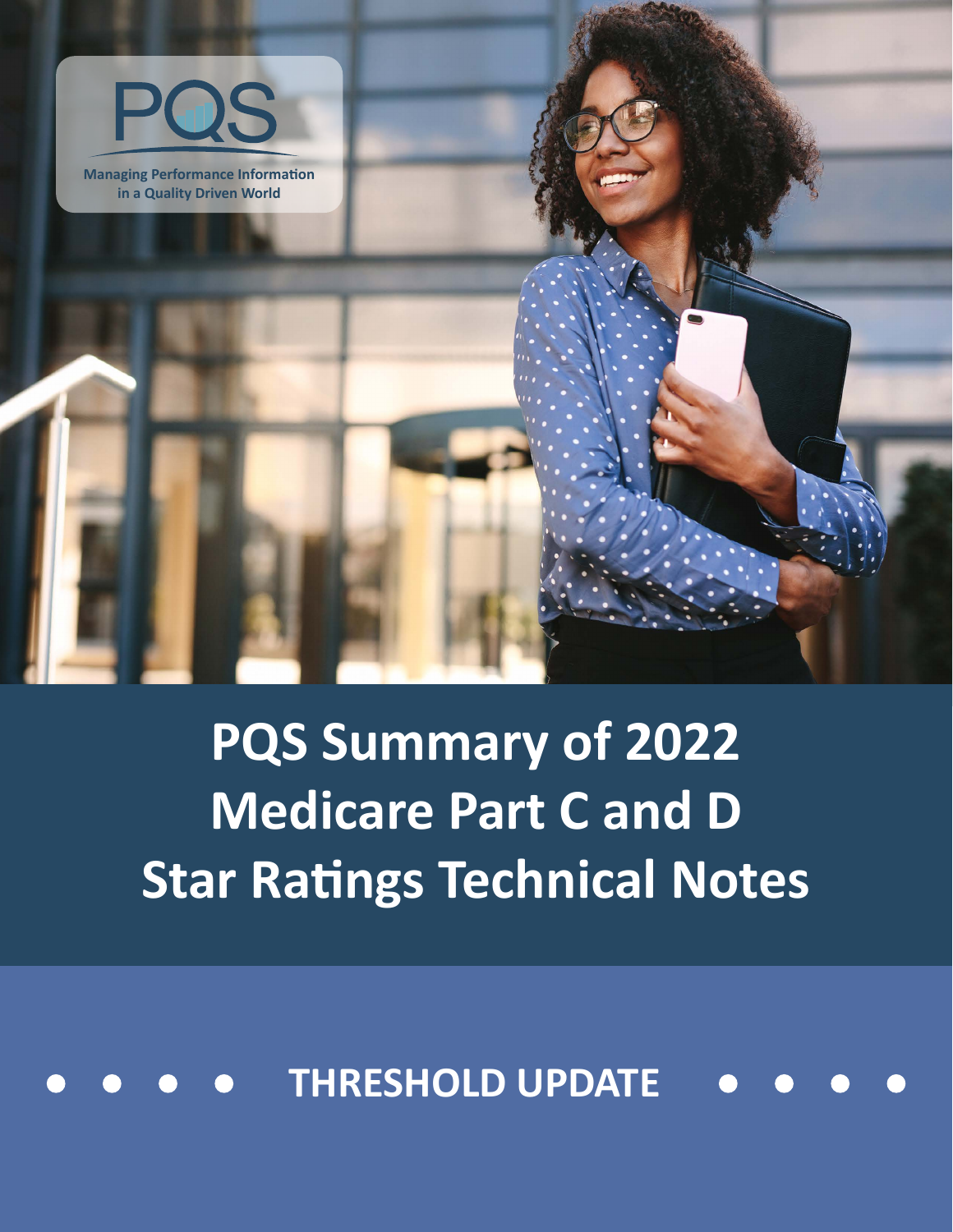PQS

Managing Performance Information in a Quality Driven World

# PQS Summary of 2022 Medicare Part C and D Star Ratings Technical Notes

## THRESHOLD UPDATE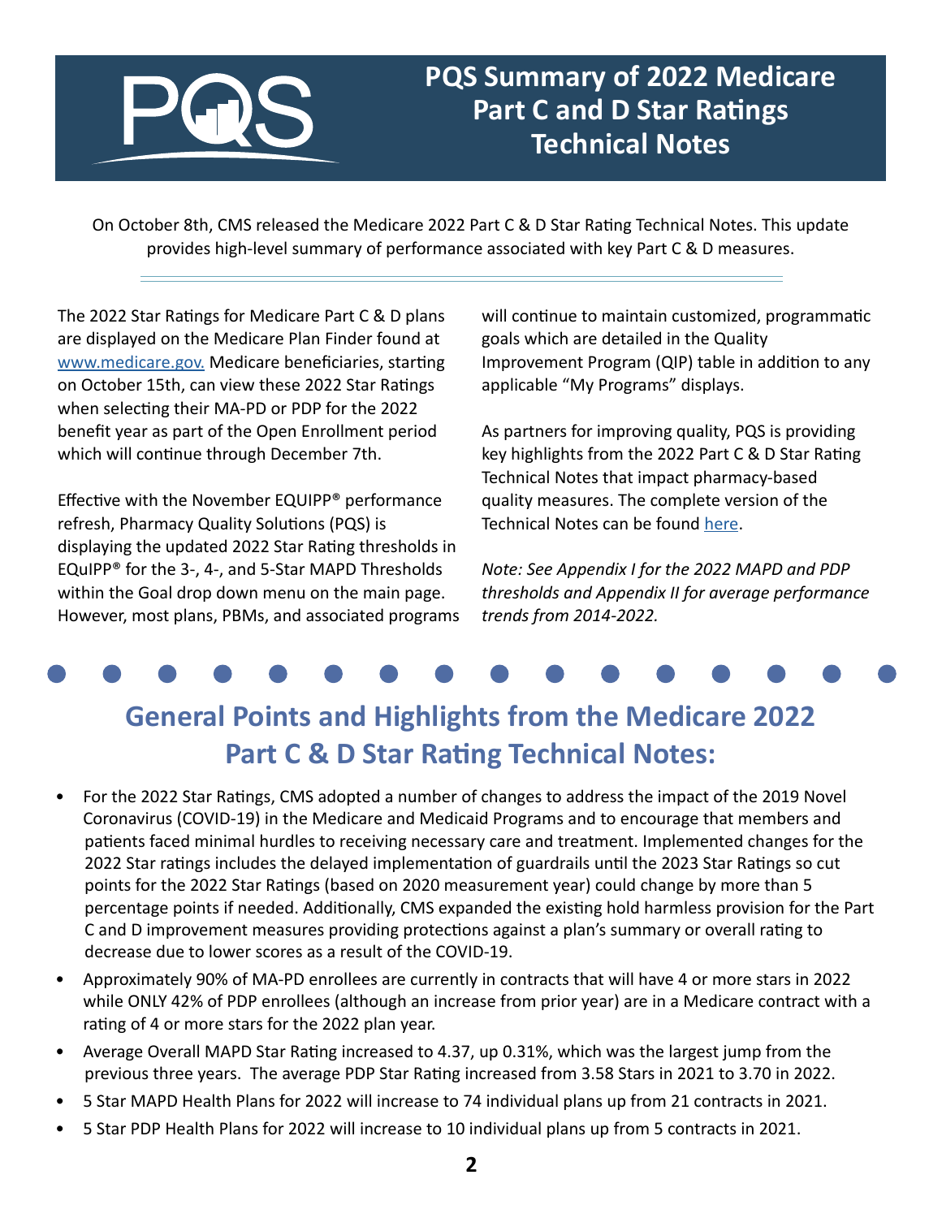# PQS Summary of 2022 Medicare Part C and D Star Ratings Technical Notes

On October 8th, CMS released the Medicare 2022 Part C & D Star Rating Technical Notes. This update provides high-level summary of performance associated with key Part C & D measures.

The 2022 Star Ratings for Medicare Part C & D plans are displayed on the Medicare Plan Finder found at [www.medicare.gov.](www.medicare.gov) Medicare beneficiaries, starting on October 15th, can view these 2022 Star Ratings when selecting their MA-PD or PDP for the 2022 benefit year as part of the Open Enrollment period which will continue through December 7th.

Effective with the November EQUIPP® performance refresh, Pharmacy Quality Solutions (PQS) is displaying the updated 2022 Star Rating thresholds in EQuIPP® for the 3-, 4-, and 5-Star MAPD Thresholds within the Goal drop down menu on the main page. However, most plans, PBMs, and associated programs will continue to maintain customized, programmatic goals which are detailed in the Quality Improvement Program (QIP) table in addition to any applicable "My Programs" displays.

As partners for improving quality, PQS is providing key highlights from the 2022 Part C & D Star Rating Technical Notes that impact pharmacy-based quality measures. The complete version of the Technical Notes can be found here.

*Note: See Appendix I for the 2022 MAPD and PDP thresholds and Appendix II for average performance trends from 2014-2022.*

## General Points and Highlights from the Medicare 2022 Part C & D Star Rating Technical Notes:

- For the 2022 Star Ratings, CMS adopted a number of changes to address the impact of the 2019 Novel Coronavirus (COVID-19) in the Medicare and Medicaid Programs and to encourage that members and patients faced minimal hurdles to receiving necessary care and treatment. Implemented changes for the 2022 Star ratings includes the delayed implementation of guardrails until the 2023 Star Ratings so cut points for the 2022 Star Ratings (based on 2020 measurement year) could change by more than 5 percentage points if needed. Additionally, CMS expanded the existing hold harmless provision for the Part C and D improvement measures providing protections against a plan's summary or overall rating to decrease due to lower scores as a result of the COVID-19.
- Approximately 90% of MA-PD enrollees are currently in contracts that will have 4 or more stars in 2022 while ONLY 42% of PDP enrollees (although an increase from prior year) are in a Medicare contract with a rating of 4 or more stars for the 2022 plan year.
- Average Overall MAPD Star Rating increased to 4.37, up 0.31%, which was the largest jump from the previous three years. The average PDP Star Rating increased from 3.58 Stars in 2021 to 3.70 in 2022.
- 5 Star MAPD Health Plans for 2022 will increase to 74 individual plans up from 21 contracts in 2021.
- 5 Star PDP Health Plans for 2022 will increase to 10 individual plans up from 5 contracts in 2021.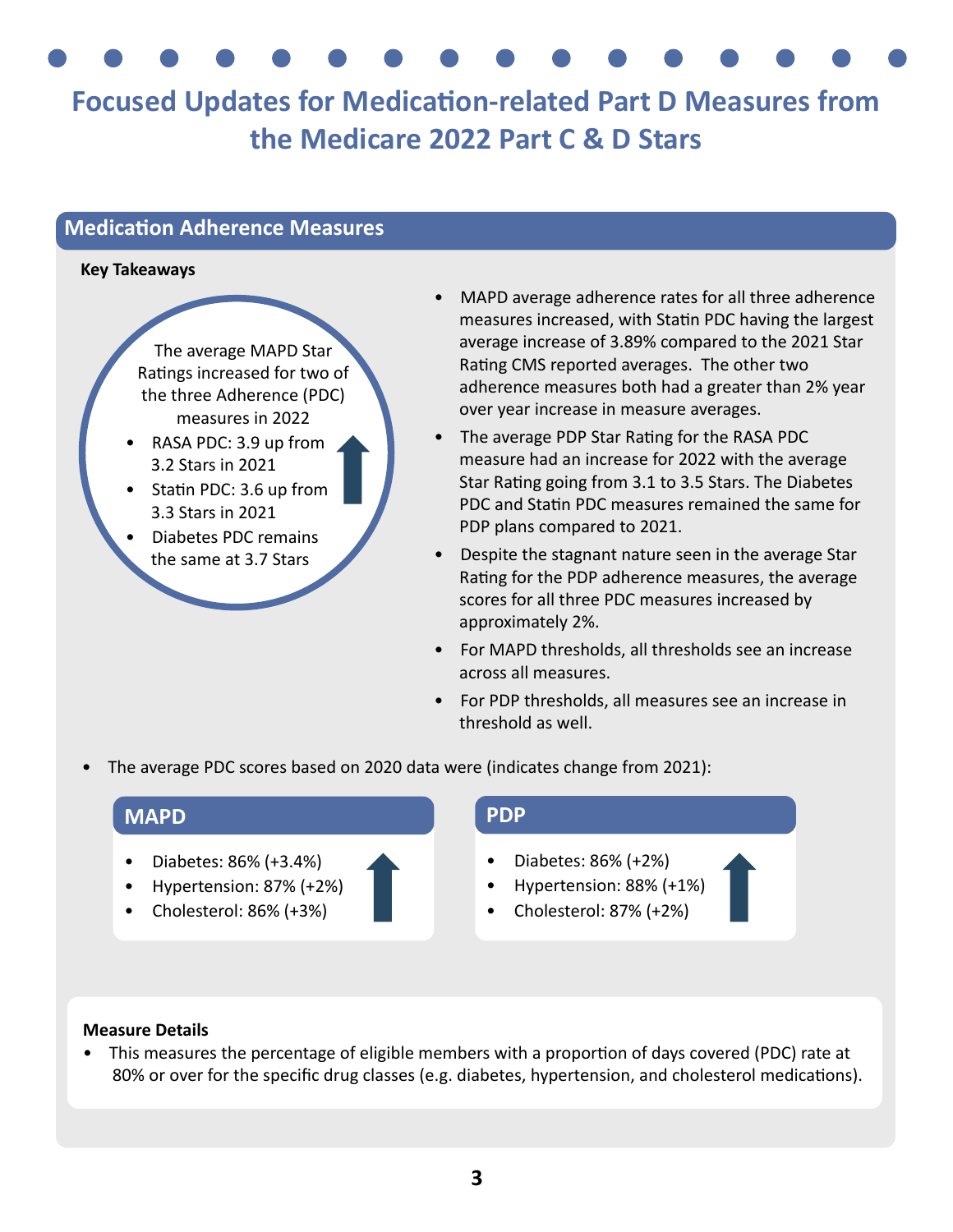# Focused Updates for Medication-related Part D Measures from the Medicare 2022 Part C & D Stars

## Medication Adherence Measures

**Key Takeaways**

The average MAPD Star Ratings increased for two of the three Adherence (PDC) measures in 2022

- RASA PDC: 3.9 up from 3.2 Stars in 2021
- Statin PDC: 3.6 up from 3.3 Stars in 2021
- Diabetes PDC remains the same at 3.7 Stars

- MAPD average adherence rates for all three adherence measures increased, with Statin PDC having the largest average increase of 3.89% compared to the 2021 Star Rating CMS reported averages. The other two adherence measures both had a greater than 2% year over year increase in measure averages.
- The average PDP Star Rating for the RASA PDC measure had an increase for 2022 with the average Star Rating going from 3.1 to 3.5 Stars. The Diabetes PDC and Statin PDC measures remained the same for PDP plans compared to 2021.
- Despite the stagnant nature seen in the average Star Rating for the PDP adherence measures, the average scores for all three PDC measures increased by approximately 2%.
- For MAPD thresholds, all thresholds see an increase across all measures.
- For PDP thresholds, all measures see an increase in threshold as well.

- The average PDC scores based on 2020 data were (indicates change from 2021):

### MAPD

- Diabetes: 86% (+3.4%)
- Hypertension: 87% (+2%)
- Cholesterol: 86% (+3%)

### PDP

- Diabetes: 86% (+2%)
- Hypertension: 88% (+1%)
- Cholesterol: 87% (+2%)

**Measure Details**

- This measures the percentage of eligible members with a proportion of days covered (PDC) rate at 80% or over for the specific drug classes (e.g. diabetes, hypertension, and cholesterol medications).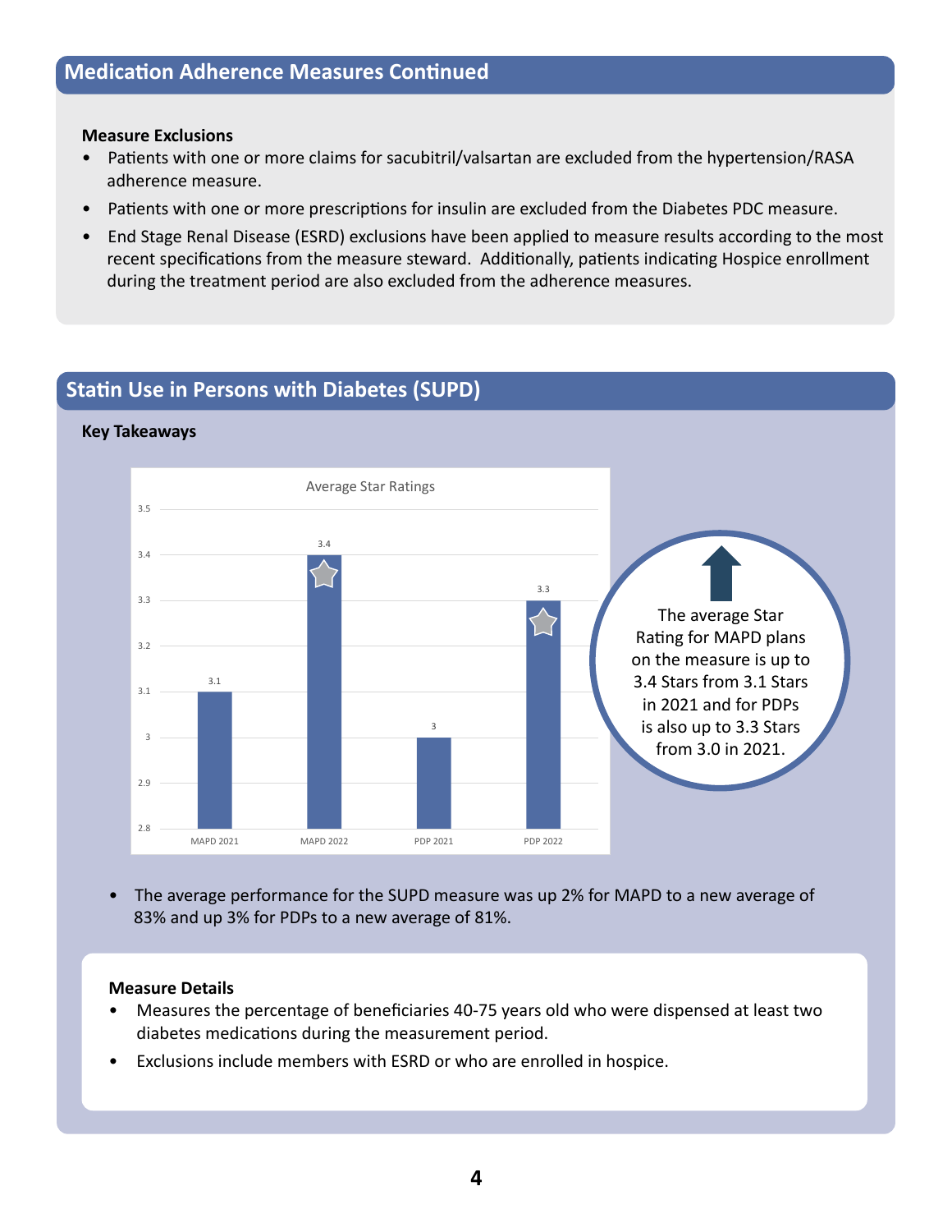## Medication Adherence Measures Continued

**Measure Exclusions**

- Patients with one or more claims for sacubitril/valsartan are excluded from the hypertension/RASA adherence measure.
- Patients with one or more prescriptions for insulin are excluded from the Diabetes PDC measure.
- End Stage Renal Disease (ESRD) exclusions have been applied to measure results according to the most recent specifications from the measure steward. Additionally, patients indicating Hospice enrollment during the treatment period are also excluded from the adherence measures.

## Statin Use in Persons with Diabetes (SUPD)

**Key Takeaways**

Average Star Ratings

| | MAPD 2021 | MAPD 2022 | PDP 2021 | PDP 2022 |
|---|---|---|---|---|
| Average Star Rating | 3.1 | 3.4 | 3 | 3.3 |

The average Star Rating for MAPD plans on the measure is up to 3.4 Stars from 3.1 Stars in 2021 and for PDPs is also up to 3.3 Stars from 3.0 in 2021.

- The average performance for the SUPD measure was up 2% for MAPD to a new average of 83% and up 3% for PDPs to a new average of 81%.

**Measure Details**

- Measures the percentage of beneficiaries 40-75 years old who were dispensed at least two diabetes medications during the measurement period.
- Exclusions include members with ESRD or who are enrolled in hospice.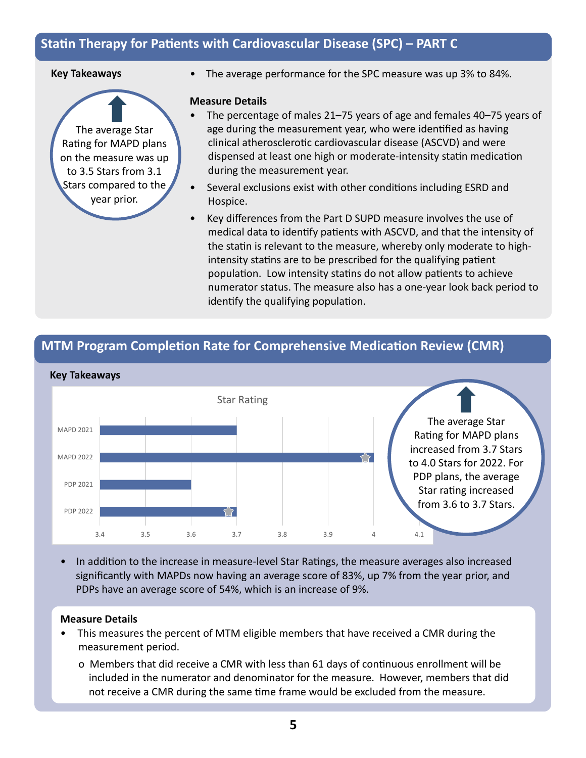## Statin Therapy for Patients with Cardiovascular Disease (SPC) – PART C

**Key Takeaways**

The average Star Rating for MAPD plans on the measure was up to 3.5 Stars from 3.1 Stars compared to the year prior.

- The average performance for the SPC measure was up 3% to 84%.

**Measure Details**

- The percentage of males 21–75 years of age and females 40–75 years of age during the measurement year, who were identified as having clinical atherosclerotic cardiovascular disease (ASCVD) and were dispensed at least one high or moderate-intensity statin medication during the measurement year.
- Several exclusions exist with other conditions including ESRD and Hospice.
- Key differences from the Part D SUPD measure involves the use of medical data to identify patients with ASCVD, and that the intensity of the statin is relevant to the measure, whereby only moderate to high-intensity statins are to be prescribed for the qualifying patient population. Low intensity statins do not allow patients to achieve numerator status. The measure also has a one-year look back period to identify the qualifying population.

## MTM Program Completion Rate for Comprehensive Medication Review (CMR)

**Key Takeaways**

Star Rating

| | Star Rating |
|---|---|
| MAPD 2021 | 3.7 |
| MAPD 2022 | 4.0 |
| PDP 2021 | 3.6 |
| PDP 2022 | 3.7 |

The average Star Rating for MAPD plans increased from 3.7 Stars to 4.0 Stars for 2022. For PDP plans, the average Star rating increased from 3.6 to 3.7 Stars.

- In addition to the increase in measure-level Star Ratings, the measure averages also increased significantly with MAPDs now having an average score of 83%, up 7% from the year prior, and PDPs have an average score of 54%, which is an increase of 9%.

**Measure Details**

- This measures the percent of MTM eligible members that have received a CMR during the measurement period.
  - Members that did receive a CMR with less than 61 days of continuous enrollment will be included in the numerator and denominator for the measure. However, members that did not receive a CMR during the same time frame would be excluded from the measure.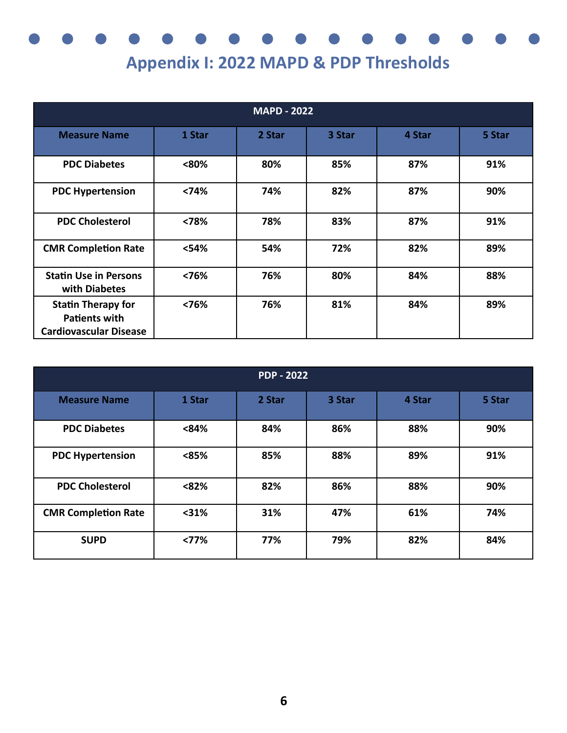# Appendix I: 2022 MAPD & PDP Thresholds

| MAPD - 2022 | | | | | |
|---|---|---|---|---|---|
| **Measure Name** | **1 Star** | **2 Star** | **3 Star** | **4 Star** | **5 Star** |
| **PDC Diabetes** | **<80%** | **80%** | **85%** | **87%** | **91%** |
| **PDC Hypertension** | **<74%** | **74%** | **82%** | **87%** | **90%** |
| **PDC Cholesterol** | **<78%** | **78%** | **83%** | **87%** | **91%** |
| **CMR Completion Rate** | **<54%** | **54%** | **72%** | **82%** | **89%** |
| **Statin Use in Persons with Diabetes** | **<76%** | **76%** | **80%** | **84%** | **88%** |
| **Statin Therapy for Patients with Cardiovascular Disease** | **<76%** | **76%** | **81%** | **84%** | **89%** |

| PDP - 2022 | | | | | |
|---|---|---|---|---|---|
| **Measure Name** | **1 Star** | **2 Star** | **3 Star** | **4 Star** | **5 Star** |
| **PDC Diabetes** | **<84%** | **84%** | **86%** | **88%** | **90%** |
| **PDC Hypertension** | **<85%** | **85%** | **88%** | **89%** | **91%** |
| **PDC Cholesterol** | **<82%** | **82%** | **86%** | **88%** | **90%** |
| **CMR Completion Rate** | **<31%** | **31%** | **47%** | **61%** | **74%** |
| **SUPD** | **<77%** | **77%** | **79%** | **82%** | **84%** |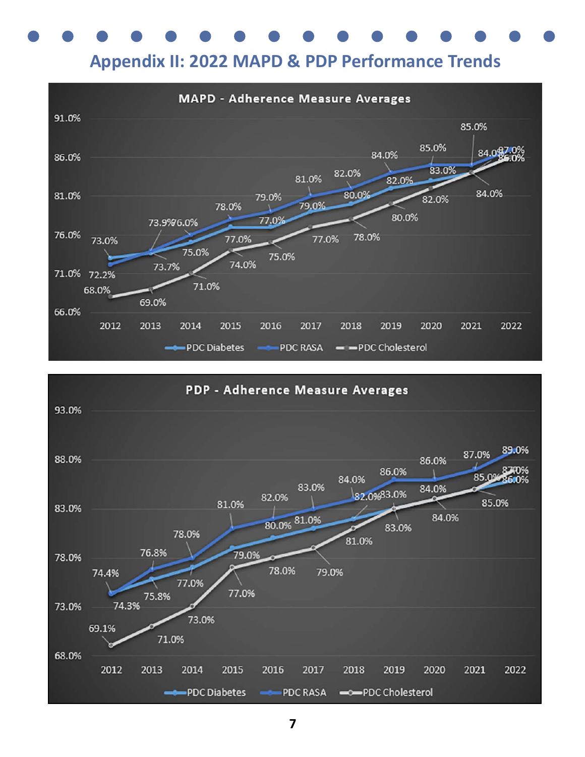# Appendix II: 2022 MAPD & PDP Performance Trends

**MAPD - Adherence Measure Averages**

| Year | PDC Diabetes | PDC RASA | PDC Cholesterol |
|---|---|---|---|
| 2012 | 73.0% | 72.2% | 68.0% |
| 2013 | 73.7% | 73.9% | 69.0% |
| 2014 | 75.0% | 76.0% | 71.0% |
| 2015 | 77.0% | 78.0% | 74.0% |
| 2016 | 77.0% | 79.0% | 75.0% |
| 2017 | 79.0% | 81.0% | 77.0% |
| 2018 | 80.0% | 82.0% | 78.0% |
| 2019 | 82.0% | 84.0% | 80.0% |
| 2020 | 83.0% | 85.0% | 82.0% |
| 2021 | 84.0% | 85.0% | 84.0% |
| 2022 | 86.0% | 87.0% | 86.0% |

**PDP - Adherence Measure Averages**

| Year | PDC Diabetes | PDC RASA | PDC Cholesterol |
|---|---|---|---|
| 2012 | 74.3% | 74.4% | 69.1% |
| 2013 | 75.8% | 76.8% | 71.0% |
| 2014 | 77.0% | 78.0% | 73.0% |
| 2015 | 79.0% | 81.0% | 77.0% |
| 2016 | 80.0% | 82.0% | 78.0% |
| 2017 | 81.0% | 83.0% | 79.0% |
| 2018 | 82.0% | 84.0% | 81.0% |
| 2019 | 83.0% | 86.0% | 83.0% |
| 2020 | 84.0% | 86.0% | 84.0% |
| 2021 | 85.0% | 87.0% | 85.0% |
| 2022 | 86.0% | 89.0% | 87.0% |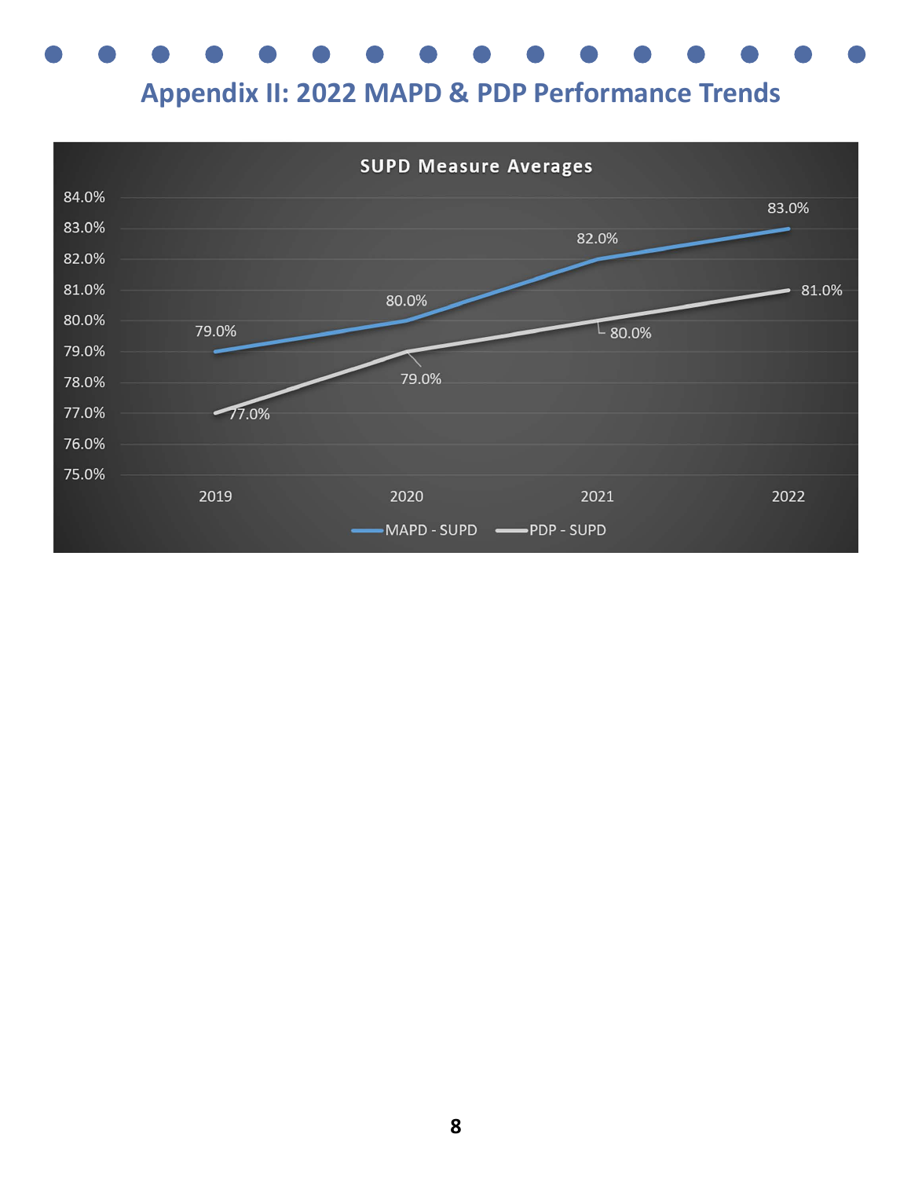# Appendix II: 2022 MAPD & PDP Performance Trends

SUPD Measure Averages

84.0%
83.0%
82.0%
81.0%
80.0%
79.0%
78.0%
77.0%
76.0%
75.0%

2019
2020
2021
2022

79.0%
80.0%
82.0%
83.0%

77.0%
79.0%
80.0%
81.0%

MAPD - SUPD
PDP - SUPD